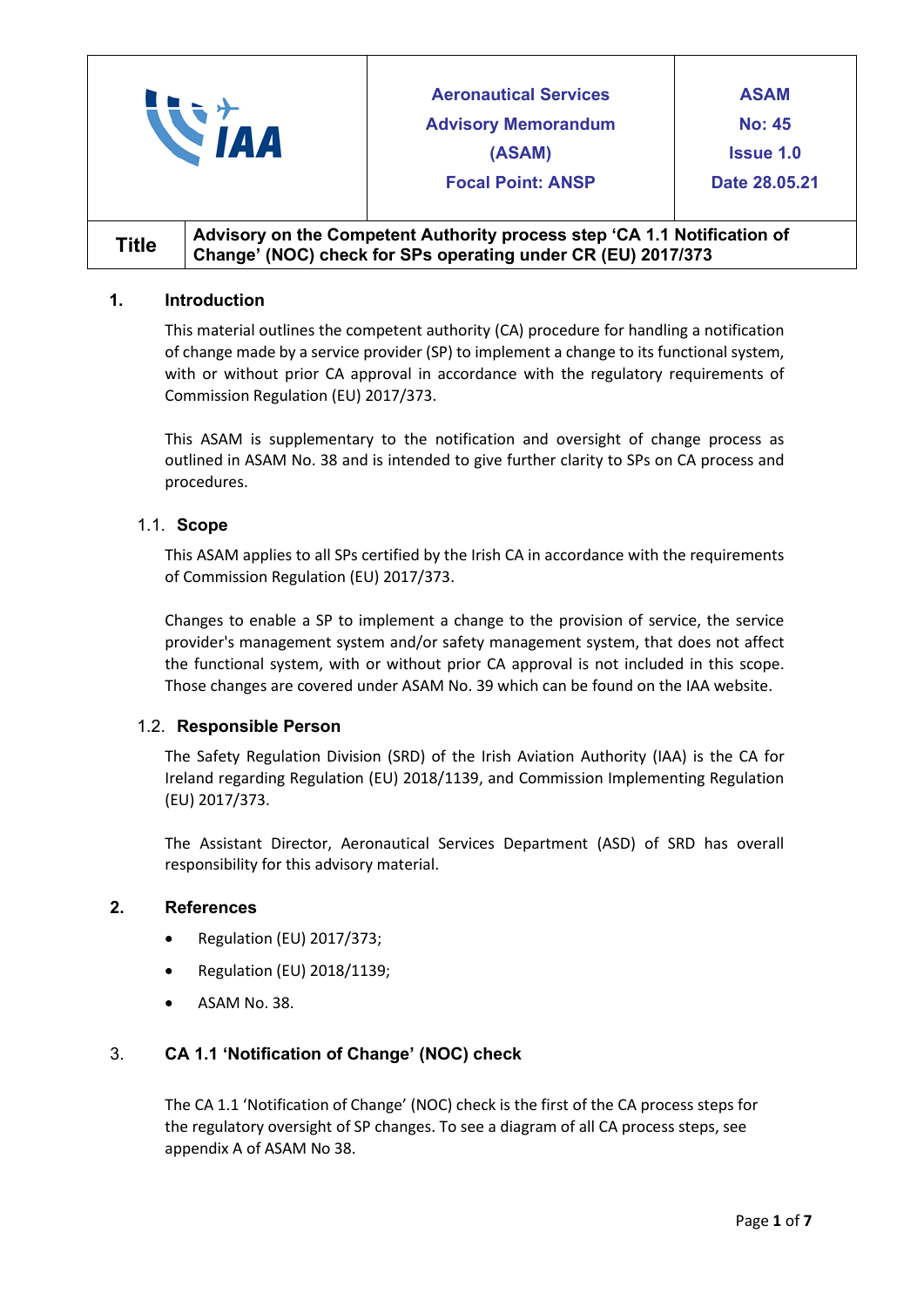| IAA | Aeronautical Services Advisory Memorandum (ASAM) Focal Point: ANSP | ASAM No: 45 Issue 1.0 Date 28.05.21 |
|---|---|---|
| **Title** | **Advisory on the Competent Authority process step 'CA 1.1 Notification of Change' (NOC) check for SPs operating under CR (EU) 2017/373** | |

## 1. Introduction

This material outlines the competent authority (CA) procedure for handling a notification of change made by a service provider (SP) to implement a change to its functional system, with or without prior CA approval in accordance with the regulatory requirements of Commission Regulation (EU) 2017/373.

This ASAM is supplementary to the notification and oversight of change process as outlined in ASAM No. 38 and is intended to give further clarity to SPs on CA process and procedures.

### 1.1. Scope

This ASAM applies to all SPs certified by the Irish CA in accordance with the requirements of Commission Regulation (EU) 2017/373.

Changes to enable a SP to implement a change to the provision of service, the service provider's management system and/or safety management system, that does not affect the functional system, with or without prior CA approval is not included in this scope. Those changes are covered under ASAM No. 39 which can be found on the IAA website.

### 1.2. Responsible Person

The Safety Regulation Division (SRD) of the Irish Aviation Authority (IAA) is the CA for Ireland regarding Regulation (EU) 2018/1139, and Commission Implementing Regulation (EU) 2017/373.

The Assistant Director, Aeronautical Services Department (ASD) of SRD has overall responsibility for this advisory material.

## 2. References

- Regulation (EU) 2017/373;
- Regulation (EU) 2018/1139;
- ASAM No. 38.

## 3. CA 1.1 'Notification of Change' (NOC) check

The CA 1.1 'Notification of Change' (NOC) check is the first of the CA process steps for the regulatory oversight of SP changes. To see a diagram of all CA process steps, see appendix A of ASAM No 38.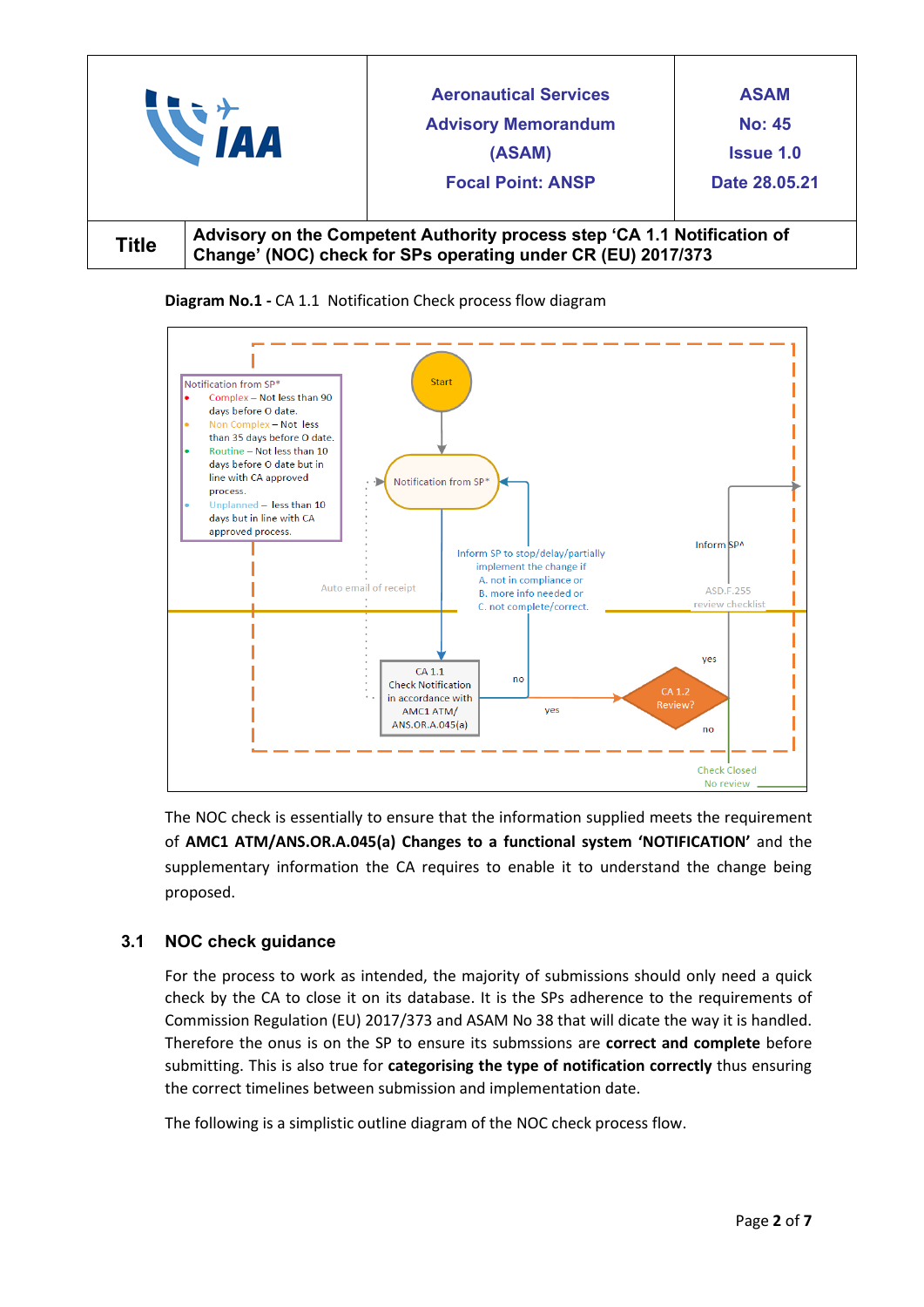| | Aeronautical Services Advisory Memorandum (ASAM) Focal Point: ANSP | ASAM No: 45 Issue 1.0 Date 28.05.21 |
|---|---|---|
| **Title** | **Advisory on the Competent Authority process step 'CA 1.1 Notification of Change' (NOC) check for SPs operating under CR (EU) 2017/373** | |

**Diagram No.1 -** CA 1.1 Notification Check process flow diagram

Notification from SP*
- Complex – Not less than 90 days before O date.
- Non Complex – Not less than 35 days before O date.
- Routine – Not less than 10 days before O date but in line with CA approved process.
- Unplanned – less than 10 days but in line with CA approved process.

Start

Notification from SP*

Auto email of receipt

Inform SP to stop/delay/partially implement the change if
A. not in compliance or
B. more info needed or
C. not complete/correct.

Inform SP^

ASD.F.255 review checklist

CA 1.1 Check Notification in accordance with AMC1 ATM/ ANS.OR.A.045(a)

no

yes

CA 1.2 Review?

yes

no

Check Closed No review

The NOC check is essentially to ensure that the information supplied meets the requirement of **AMC1 ATM/ANS.OR.A.045(a) Changes to a functional system 'NOTIFICATION'** and the supplementary information the CA requires to enable it to understand the change being proposed.

## 3.1 NOC check guidance

For the process to work as intended, the majority of submissions should only need a quick check by the CA to close it on its database. It is the SPs adherence to the requirements of Commission Regulation (EU) 2017/373 and ASAM No 38 that will dicate the way it is handled. Therefore the onus is on the SP to ensure its submssions are **correct and complete** before submitting. This is also true for **categorising the type of notification correctly** thus ensuring the correct timelines between submission and implementation date.

The following is a simplistic outline diagram of the NOC check process flow.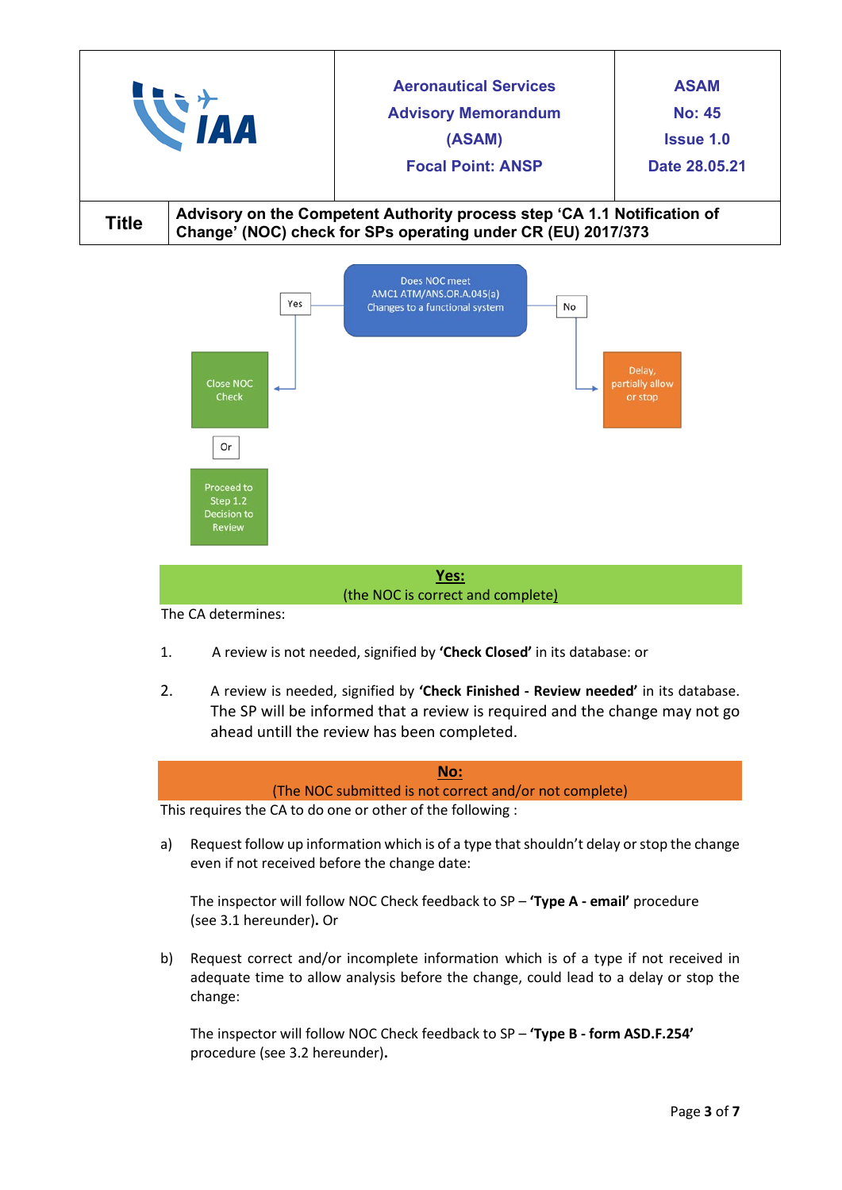| | Aeronautical Services Advisory Memorandum (ASAM) Focal Point: ANSP | ASAM No: 45 Issue 1.0 Date 28.05.21 |
|---|---|---|
| **Title** | **Advisory on the Competent Authority process step 'CA 1.1 Notification of Change' (NOC) check for SPs operating under CR (EU) 2017/373** | |

Does NOC meet AMC1 ATM/ANS.OR.A.045(a) Changes to a functional system

Yes → Close NOC Check Or Proceed to Step 1.2 Decision to Review

No → Delay, partially allow or stop

**Yes:**
(the NOC is correct and complete)

The CA determines:

1. A review is not needed, signified by **'Check Closed'** in its database: or

2. A review is needed, signified by **'Check Finished - Review needed'** in its database. The SP will be informed that a review is required and the change may not go ahead untill the review has been completed.

**No:**
(The NOC submitted is not correct and/or not complete)

This requires the CA to do one or other of the following :

a) Request follow up information which is of a type that shouldn't delay or stop the change even if not received before the change date:

   The inspector will follow NOC Check feedback to SP – **'Type A - email'** procedure (see 3.1 hereunder)**.** Or

b) Request correct and/or incomplete information which is of a type if not received in adequate time to allow analysis before the change, could lead to a delay or stop the change:

   The inspector will follow NOC Check feedback to SP – **'Type B - form ASD.F.254'** procedure (see 3.2 hereunder)**.**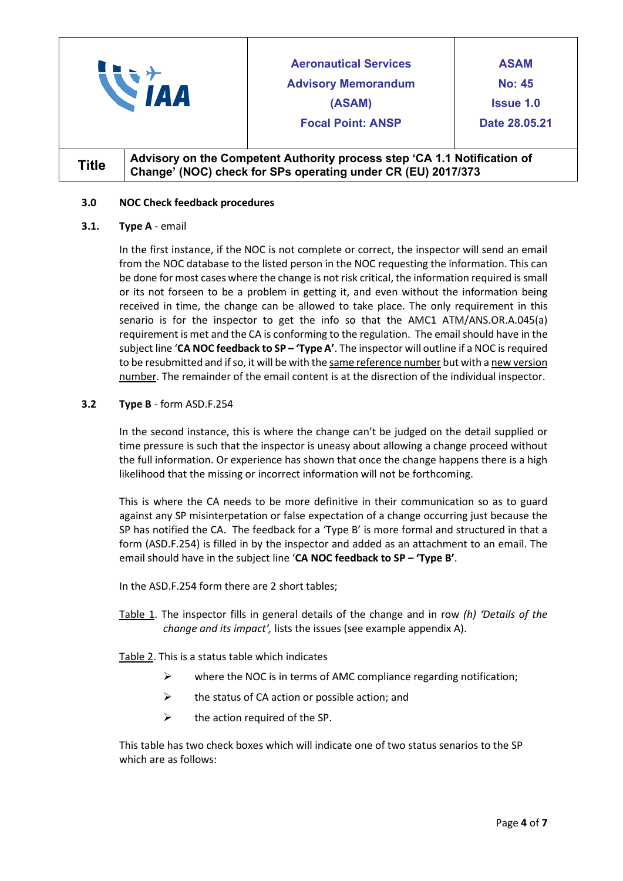### 3.0 NOC Check feedback procedures

### 3.1. **Type A** - email

In the first instance, if the NOC is not complete or correct, the inspector will send an email from the NOC database to the listed person in the NOC requesting the information. This can be done for most cases where the change is not risk critical, the information required is small or its not forseen to be a problem in getting it, and even without the information being received in time, the change can be allowed to take place. The only requirement in this senario is for the inspector to get the info so that the AMC1 ATM/ANS.OR.A.045(a) requirement is met and the CA is conforming to the regulation. The email should have in the subject line '**CA NOC feedback to SP – 'Type A'**. The inspector will outline if a NOC is required to be resubmitted and if so, it will be with the <u>same reference number</u> but with a <u>new version number</u>. The remainder of the email content is at the disrection of the individual inspector.

### 3.2 **Type B** - form ASD.F.254

In the second instance, this is where the change can't be judged on the detail supplied or time pressure is such that the inspector is uneasy about allowing a change proceed without the full information. Or experience has shown that once the change happens there is a high likelihood that the missing or incorrect information will not be forthcoming.

This is where the CA needs to be more definitive in their communication so as to guard against any SP misinterpetation or false expectation of a change occurring just because the SP has notified the CA. The feedback for a 'Type B' is more formal and structured in that a form (ASD.F.254) is filled in by the inspector and added as an attachment to an email. The email should have in the subject line '**CA NOC feedback to SP – 'Type B'**.

In the ASD.F.254 form there are 2 short tables;

<u>Table 1</u>. The inspector fills in general details of the change and in row *(h) 'Details of the change and its impact',* lists the issues (see example appendix A).

<u>Table 2</u>. This is a status table which indicates

- where the NOC is in terms of AMC compliance regarding notification;
- the status of CA action or possible action; and
- the action required of the SP.

This table has two check boxes which will indicate one of two status senarios to the SP which are as follows: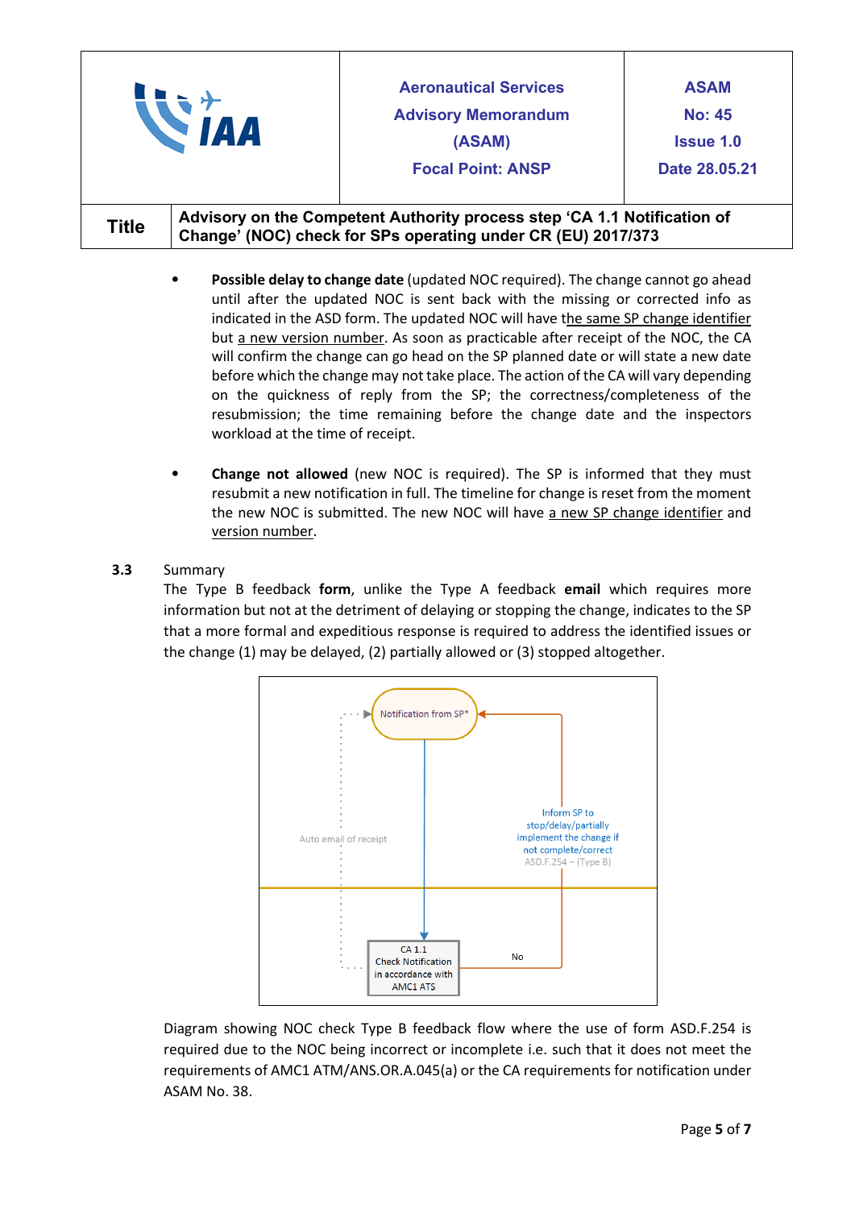- **Possible delay to change date** (updated NOC required). The change cannot go ahead until after the updated NOC is sent back with the missing or corrected info as indicated in the ASD form. The updated NOC will have the same SP change identifier but a new version number. As soon as practicable after receipt of the NOC, the CA will confirm the change can go head on the SP planned date or will state a new date before which the change may not take place. The action of the CA will vary depending on the quickness of reply from the SP; the correctness/completeness of the resubmission; the time remaining before the change date and the inspectors workload at the time of receipt.

- **Change not allowed** (new NOC is required). The SP is informed that they must resubmit a new notification in full. The timeline for change is reset from the moment the new NOC is submitted. The new NOC will have a new SP change identifier and version number.

**3.3** Summary

The Type B feedback **form**, unlike the Type A feedback **email** which requires more information but not at the detriment of delaying or stopping the change, indicates to the SP that a more formal and expeditious response is required to address the identified issues or the change (1) may be delayed, (2) partially allowed or (3) stopped altogether.

Notification from SP*

Auto email of receipt

Inform SP to stop/delay/partially implement the change if not complete/correct ASD.F.254 – (Type B)

CA 1.1 Check Notification in accordance with AMC1 ATS

No

Diagram showing NOC check Type B feedback flow where the use of form ASD.F.254 is required due to the NOC being incorrect or incomplete i.e. such that it does not meet the requirements of AMC1 ATM/ANS.OR.A.045(a) or the CA requirements for notification under ASAM No. 38.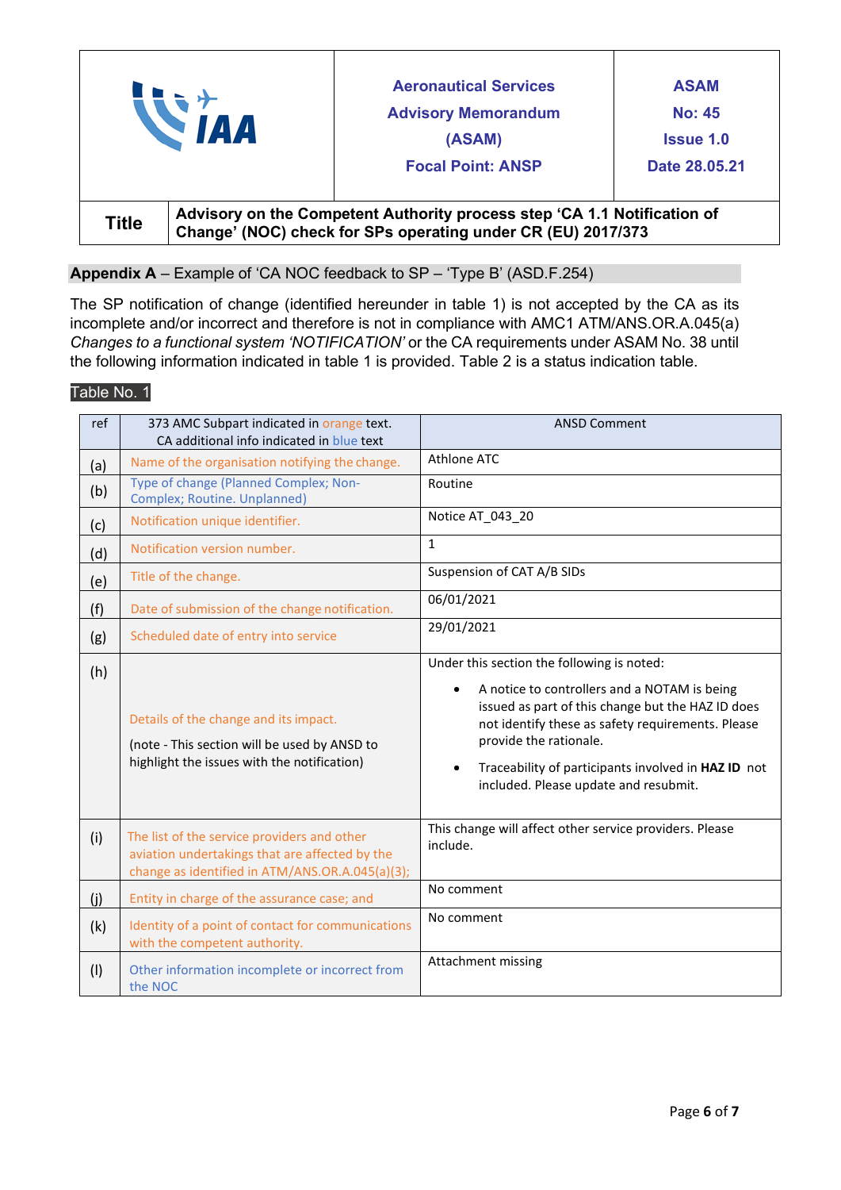**Appendix A** – Example of 'CA NOC feedback to SP – 'Type B' (ASD.F.254)

The SP notification of change (identified hereunder in table 1) is not accepted by the CA as its incomplete and/or incorrect and therefore is not in compliance with AMC1 ATM/ANS.OR.A.045(a) *Changes to a functional system 'NOTIFICATION'* or the CA requirements under ASAM No. 38 until the following information indicated in table 1 is provided. Table 2 is a status indication table.

Table No. 1

| ref | 373 AMC Subpart indicated in orange text. CA additional info indicated in blue text | ANSD Comment |
|---|---|---|
| (a) | Name of the organisation notifying the change. | Athlone ATC |
| (b) | Type of change (Planned Complex; Non-Complex; Routine. Unplanned) | Routine |
| (c) | Notification unique identifier. | Notice AT_043_20 |
| (d) | Notification version number. | 1 |
| (e) | Title of the change. | Suspension of CAT A/B SIDs |
| (f) | Date of submission of the change notification. | 06/01/2021 |
| (g) | Scheduled date of entry into service | 29/01/2021 |
| (h) | Details of the change and its impact.<br><br>(note - This section will be used by ANSD to highlight the issues with the notification) | Under this section the following is noted:<br>• A notice to controllers and a NOTAM is being issued as part of this change but the HAZ ID does not identify these as safety requirements. Please provide the rationale.<br>• Traceability of participants involved in **HAZ ID** not included. Please update and resubmit. |
| (i) | The list of the service providers and other aviation undertakings that are affected by the change as identified in ATM/ANS.OR.A.045(a)(3); | This change will affect other service providers. Please include. |
| (j) | Entity in charge of the assurance case; and | No comment |
| (k) | Identity of a point of contact for communications with the competent authority. | No comment |
| (l) | Other information incomplete or incorrect from the NOC | Attachment missing |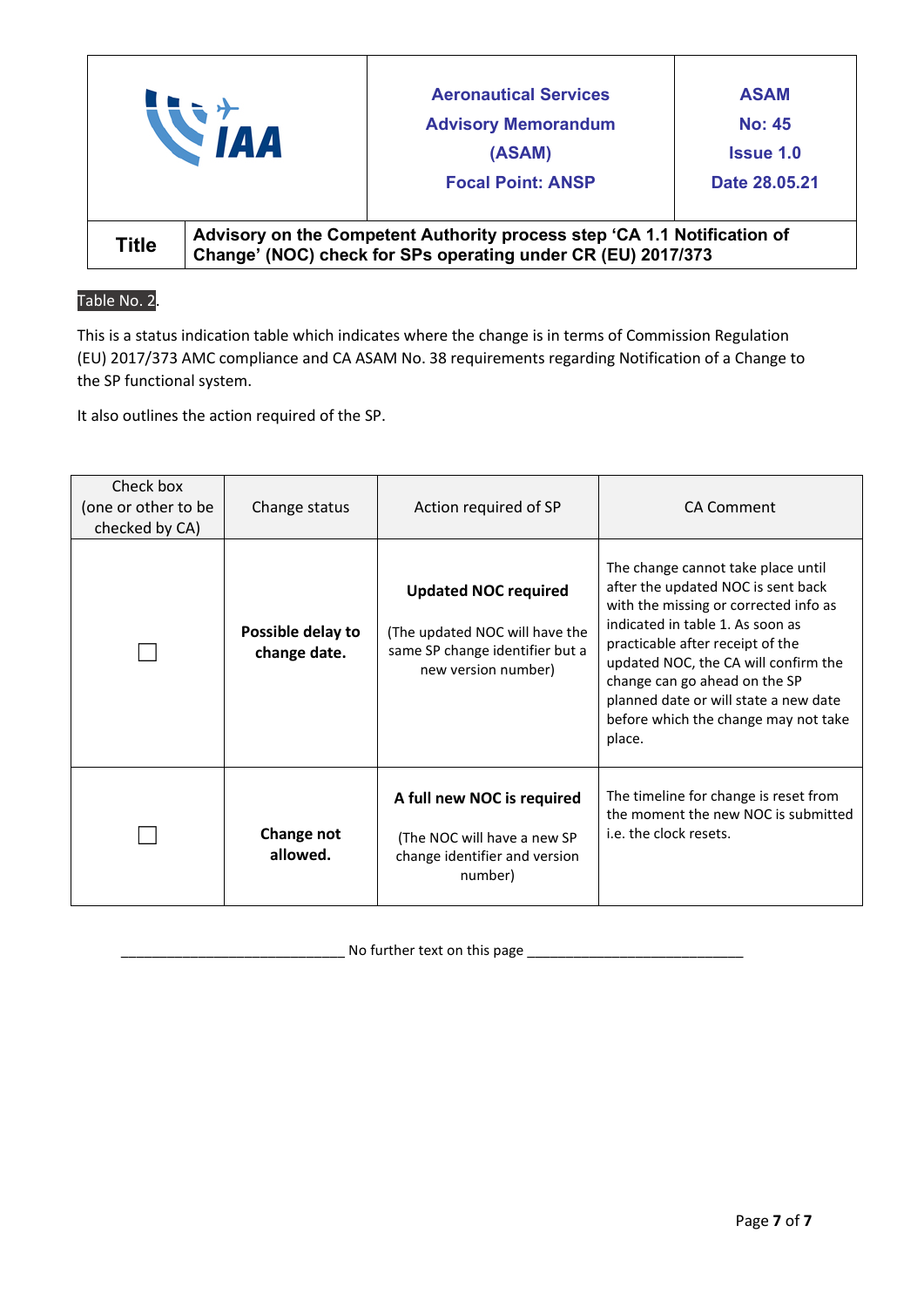Table No. 2.

This is a status indication table which indicates where the change is in terms of Commission Regulation (EU) 2017/373 AMC compliance and CA ASAM No. 38 requirements regarding Notification of a Change to the SP functional system.

It also outlines the action required of the SP.

| Check box (one or other to be checked by CA) | Change status | Action required of SP | CA Comment |
|---|---|---|---|
| ☐ | **Possible delay to change date.** | **Updated NOC required** (The updated NOC will have the same SP change identifier but a new version number) | The change cannot take place until after the updated NOC is sent back with the missing or corrected info as indicated in table 1. As soon as practicable after receipt of the updated NOC, the CA will confirm the change can go ahead on the SP planned date or will state a new date before which the change may not take place. |
| ☐ | **Change not allowed.** | **A full new NOC is required** (The NOC will have a new SP change identifier and version number) | The timeline for change is reset from the moment the new NOC is submitted i.e. the clock resets. |

_____________________________ No further text on this page ____________________________